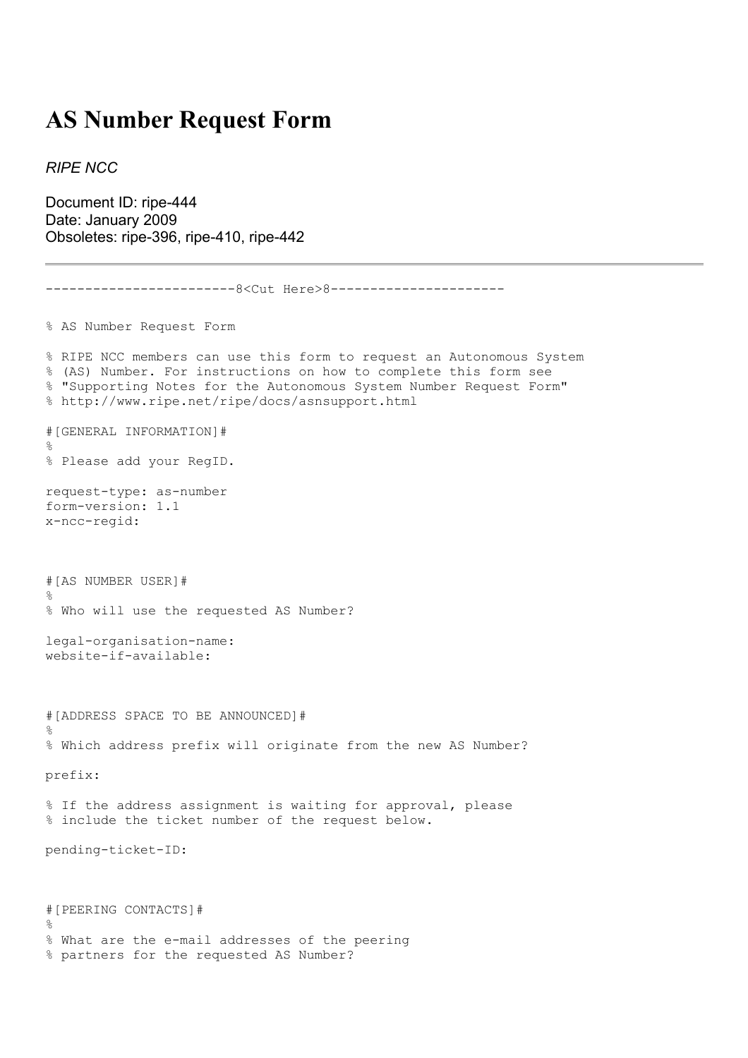# AS Number Request Form

*RIPE NCC*

Document ID: ripe-444
Date: January 2009
Obsoletes: ripe-396, ripe-410, ripe-442

---

```
------------------------8<Cut Here>8----------------------

% AS Number Request Form

% RIPE NCC members can use this form to request an Autonomous System
% (AS) Number. For instructions on how to complete this form see
% "Supporting Notes for the Autonomous System Number Request Form"
% http://www.ripe.net/ripe/docs/asnsupport.html

#[GENERAL INFORMATION]#
%
% Please add your RegID.

request-type: as-number
form-version: 1.1
x-ncc-regid:



#[AS NUMBER USER]#
%
% Who will use the requested AS Number?

legal-organisation-name:
website-if-available:



#[ADDRESS SPACE TO BE ANNOUNCED]#
%
% Which address prefix will originate from the new AS Number?

prefix:

% If the address assignment is waiting for approval, please
% include the ticket number of the request below.

pending-ticket-ID:



#[PEERING CONTACTS]#
%
% What are the e-mail addresses of the peering
% partners for the requested AS Number?
```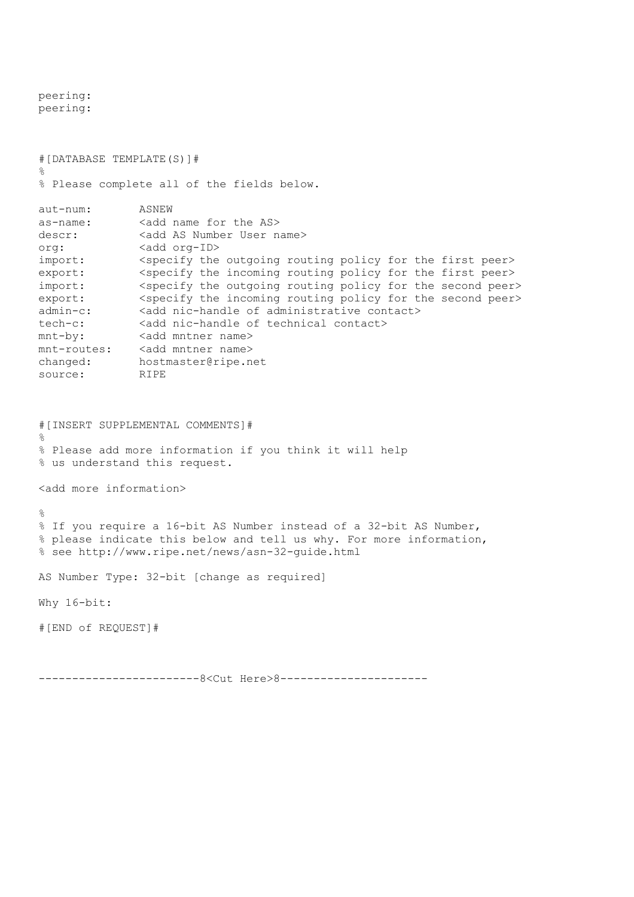```
peering:
peering:



#[DATABASE TEMPLATE(S)]#
%
% Please complete all of the fields below.

aut-num:       ASNEW
as-name:       <add name for the AS>
descr:         <add AS Number User name>
org:           <add org-ID>
import:        <specify the outgoing routing policy for the first peer>
export:        <specify the incoming routing policy for the first peer>
import:        <specify the outgoing routing policy for the second peer>
export:        <specify the incoming routing policy for the second peer>
admin-c:       <add nic-handle of administrative contact>
tech-c:        <add nic-handle of technical contact>
mnt-by:        <add mntner name>
mnt-routes:    <add mntner name>
changed:       hostmaster@ripe.net
source:        RIPE


#[INSERT SUPPLEMENTAL COMMENTS]#
%
% Please add more information if you think it will help
% us understand this request.

<add more information>

%
% If you require a 16-bit AS Number instead of a 32-bit AS Number,
% please indicate this below and tell us why. For more information,
% see http://www.ripe.net/news/asn-32-guide.html

AS Number Type: 32-bit [change as required]

Why 16-bit:

#[END of REQUEST]#



------------------------8<Cut Here>8----------------------
```